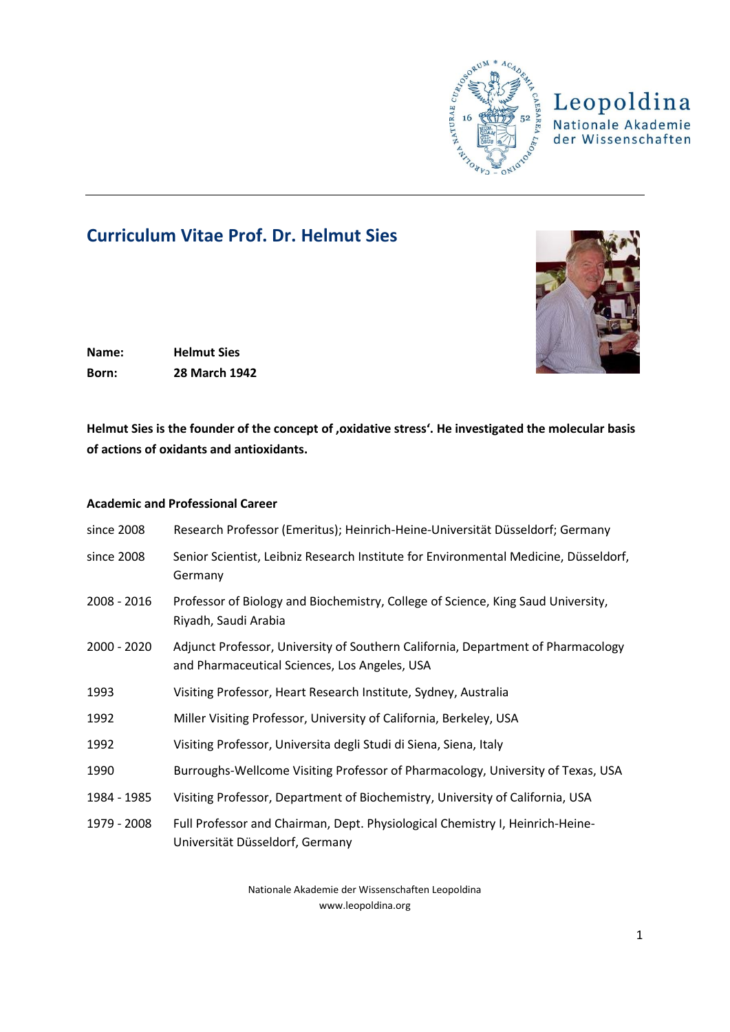# Curriculum Vitae Prof. Dr. Helmut Sies

**Name:** **Helmut Sies**

**Born:** **28 March 1942**

**Helmut Sies is the founder of the concept of ‚oxidative stress‘. He investigated the molecular basis of actions of oxidants and antioxidants.**

## Academic and Professional Career

| | |
|---|---|
| since 2008 | Research Professor (Emeritus); Heinrich-Heine-Universität Düsseldorf; Germany |
| since 2008 | Senior Scientist, Leibniz Research Institute for Environmental Medicine, Düsseldorf, Germany |
| 2008 - 2016 | Professor of Biology and Biochemistry, College of Science, King Saud University, Riyadh, Saudi Arabia |
| 2000 - 2020 | Adjunct Professor, University of Southern California, Department of Pharmacology and Pharmaceutical Sciences, Los Angeles, USA |
| 1993 | Visiting Professor, Heart Research Institute, Sydney, Australia |
| 1992 | Miller Visiting Professor, University of California, Berkeley, USA |
| 1992 | Visiting Professor, Universita degli Studi di Siena, Siena, Italy |
| 1990 | Burroughs-Wellcome Visiting Professor of Pharmacology, University of Texas, USA |
| 1984 - 1985 | Visiting Professor, Department of Biochemistry, University of California, USA |
| 1979 - 2008 | Full Professor and Chairman, Dept. Physiological Chemistry I, Heinrich-Heine-Universität Düsseldorf, Germany |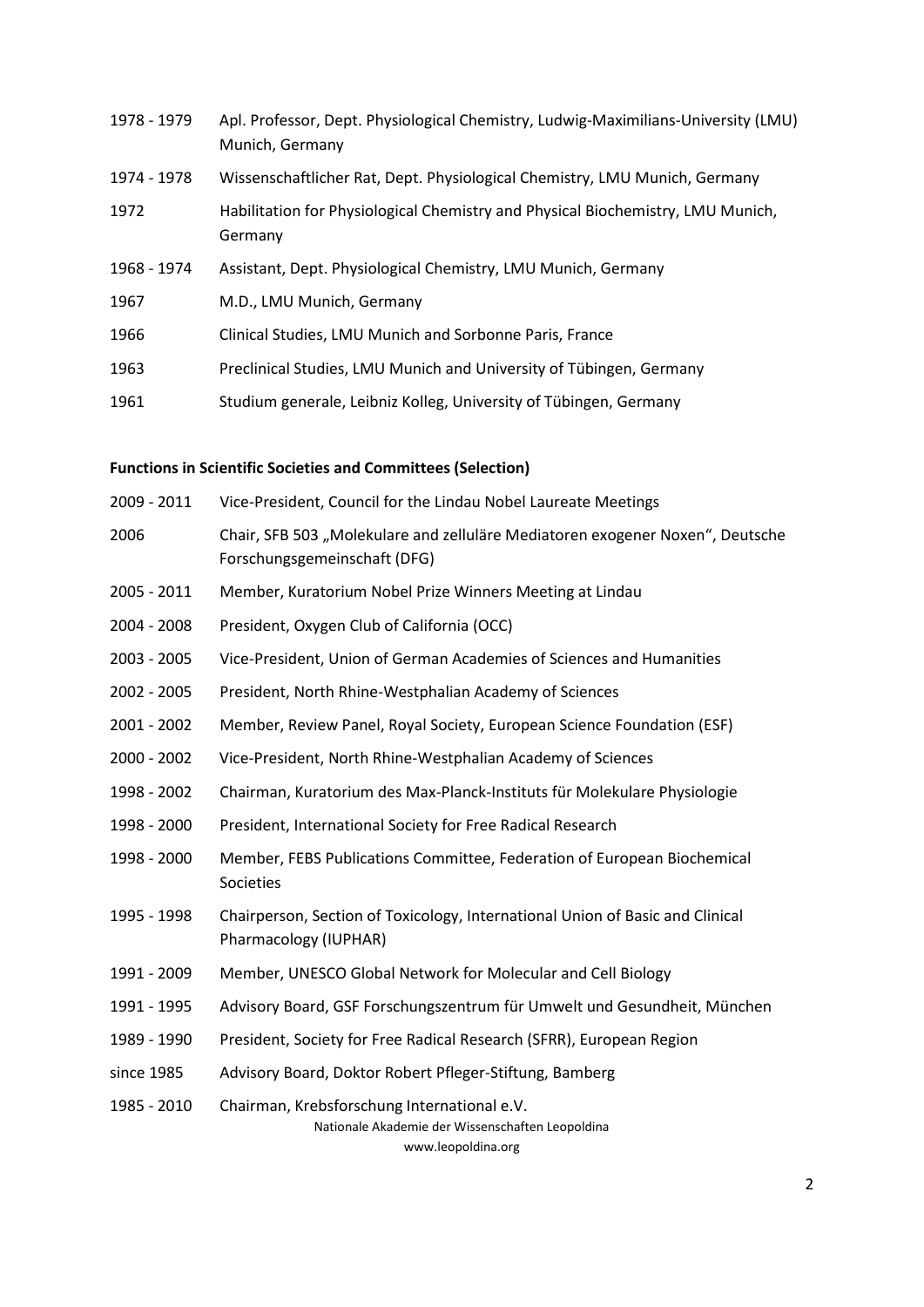| | |
|---|---|
| 1978 - 1979 | Apl. Professor, Dept. Physiological Chemistry, Ludwig-Maximilians-University (LMU) Munich, Germany |
| 1974 - 1978 | Wissenschaftlicher Rat, Dept. Physiological Chemistry, LMU Munich, Germany |
| 1972 | Habilitation for Physiological Chemistry and Physical Biochemistry, LMU Munich, Germany |
| 1968 - 1974 | Assistant, Dept. Physiological Chemistry, LMU Munich, Germany |
| 1967 | M.D., LMU Munich, Germany |
| 1966 | Clinical Studies, LMU Munich and Sorbonne Paris, France |
| 1963 | Preclinical Studies, LMU Munich and University of Tübingen, Germany |
| 1961 | Studium generale, Leibniz Kolleg, University of Tübingen, Germany |

**Functions in Scientific Societies and Committees (Selection)**

| | |
|---|---|
| 2009 - 2011 | Vice-President, Council for the Lindau Nobel Laureate Meetings |
| 2006 | Chair, SFB 503 „Molekulare and zelluläre Mediatoren exogener Noxen“, Deutsche Forschungsgemeinschaft (DFG) |
| 2005 - 2011 | Member, Kuratorium Nobel Prize Winners Meeting at Lindau |
| 2004 - 2008 | President, Oxygen Club of California (OCC) |
| 2003 - 2005 | Vice-President, Union of German Academies of Sciences and Humanities |
| 2002 - 2005 | President, North Rhine-Westphalian Academy of Sciences |
| 2001 - 2002 | Member, Review Panel, Royal Society, European Science Foundation (ESF) |
| 2000 - 2002 | Vice-President, North Rhine-Westphalian Academy of Sciences |
| 1998 - 2002 | Chairman, Kuratorium des Max-Planck-Instituts für Molekulare Physiologie |
| 1998 - 2000 | President, International Society for Free Radical Research |
| 1998 - 2000 | Member, FEBS Publications Committee, Federation of European Biochemical Societies |
| 1995 - 1998 | Chairperson, Section of Toxicology, International Union of Basic and Clinical Pharmacology (IUPHAR) |
| 1991 - 2009 | Member, UNESCO Global Network for Molecular and Cell Biology |
| 1991 - 1995 | Advisory Board, GSF Forschungszentrum für Umwelt und Gesundheit, München |
| 1989 - 1990 | President, Society for Free Radical Research (SFRR), European Region |
| since 1985 | Advisory Board, Doktor Robert Pfleger-Stiftung, Bamberg |
| 1985 - 2010 | Chairman, Krebsforschung International e.V. |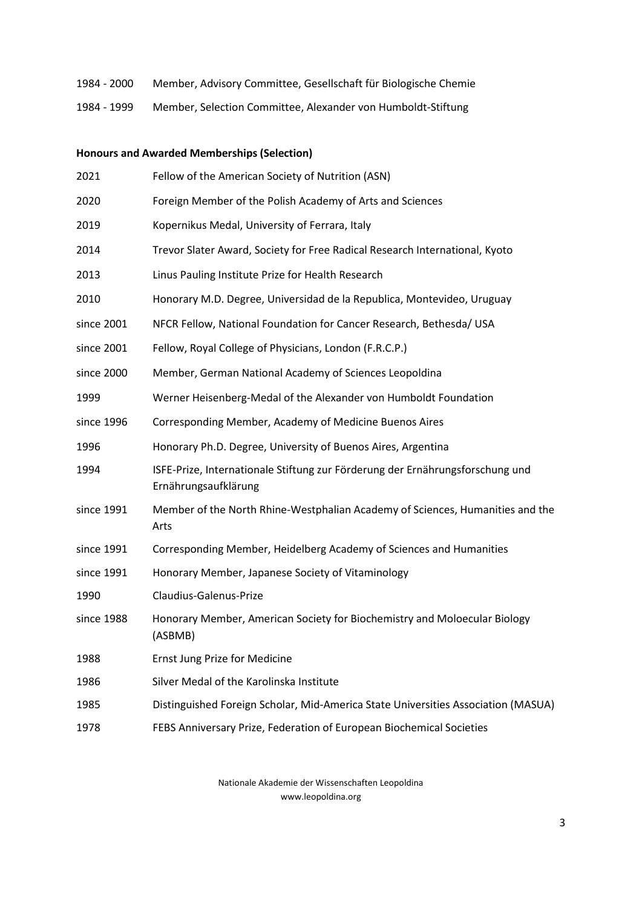| | |
|---|---|
| 1984 - 2000 | Member, Advisory Committee, Gesellschaft für Biologische Chemie |
| 1984 - 1999 | Member, Selection Committee, Alexander von Humboldt-Stiftung |

**Honours and Awarded Memberships (Selection)**

| | |
|---|---|
| 2021 | Fellow of the American Society of Nutrition (ASN) |
| 2020 | Foreign Member of the Polish Academy of Arts and Sciences |
| 2019 | Kopernikus Medal, University of Ferrara, Italy |
| 2014 | Trevor Slater Award, Society for Free Radical Research International, Kyoto |
| 2013 | Linus Pauling Institute Prize for Health Research |
| 2010 | Honorary M.D. Degree, Universidad de la Republica, Montevideo, Uruguay |
| since 2001 | NFCR Fellow, National Foundation for Cancer Research, Bethesda/ USA |
| since 2001 | Fellow, Royal College of Physicians, London (F.R.C.P.) |
| since 2000 | Member, German National Academy of Sciences Leopoldina |
| 1999 | Werner Heisenberg-Medal of the Alexander von Humboldt Foundation |
| since 1996 | Corresponding Member, Academy of Medicine Buenos Aires |
| 1996 | Honorary Ph.D. Degree, University of Buenos Aires, Argentina |
| 1994 | ISFE-Prize, Internationale Stiftung zur Förderung der Ernährungsforschung und Ernährungsaufklärung |
| since 1991 | Member of the North Rhine-Westphalian Academy of Sciences, Humanities and the Arts |
| since 1991 | Corresponding Member, Heidelberg Academy of Sciences and Humanities |
| since 1991 | Honorary Member, Japanese Society of Vitaminology |
| 1990 | Claudius-Galenus-Prize |
| since 1988 | Honorary Member, American Society for Biochemistry and Moloecular Biology (ASBMB) |
| 1988 | Ernst Jung Prize for Medicine |
| 1986 | Silver Medal of the Karolinska Institute |
| 1985 | Distinguished Foreign Scholar, Mid-America State Universities Association (MASUA) |
| 1978 | FEBS Anniversary Prize, Federation of European Biochemical Societies |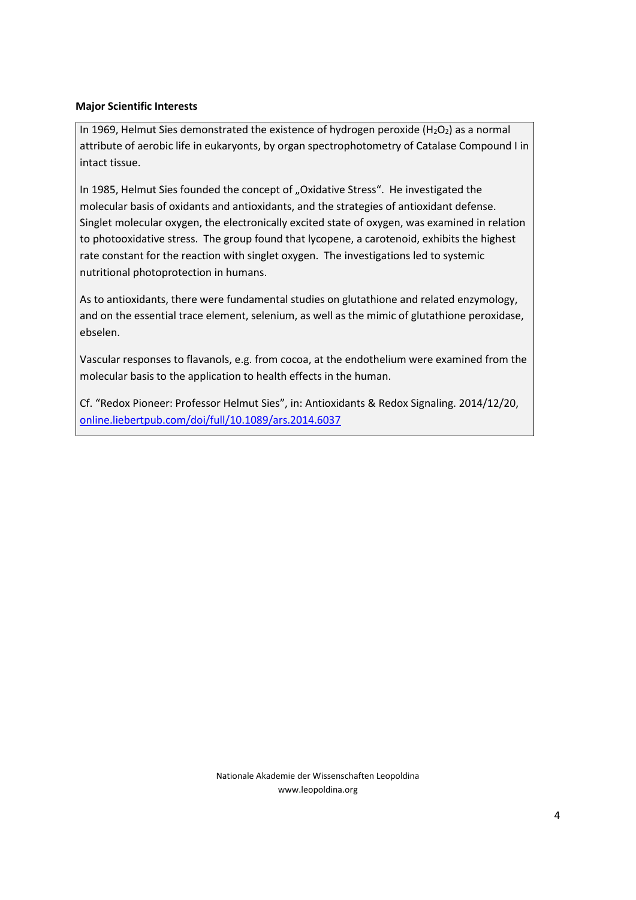**Major Scientific Interests**

In 1969, Helmut Sies demonstrated the existence of hydrogen peroxide ($H_2O_2$) as a normal attribute of aerobic life in eukaryonts, by organ spectrophotometry of Catalase Compound I in intact tissue.

In 1985, Helmut Sies founded the concept of „Oxidative Stress“. He investigated the molecular basis of oxidants and antioxidants, and the strategies of antioxidant defense. Singlet molecular oxygen, the electronically excited state of oxygen, was examined in relation to photooxidative stress. The group found that lycopene, a carotenoid, exhibits the highest rate constant for the reaction with singlet oxygen. The investigations led to systemic nutritional photoprotection in humans.

As to antioxidants, there were fundamental studies on glutathione and related enzymology, and on the essential trace element, selenium, as well as the mimic of glutathione peroxidase, ebselen.

Vascular responses to flavanols, e.g. from cocoa, at the endothelium were examined from the molecular basis to the application to health effects in the human.

Cf. "Redox Pioneer: Professor Helmut Sies", in: Antioxidants & Redox Signaling. 2014/12/20, [online.liebertpub.com/doi/full/10.1089/ars.2014.6037](online.liebertpub.com/doi/full/10.1089/ars.2014.6037)

Nationale Akademie der Wissenschaften Leopoldina
www.leopoldina.org